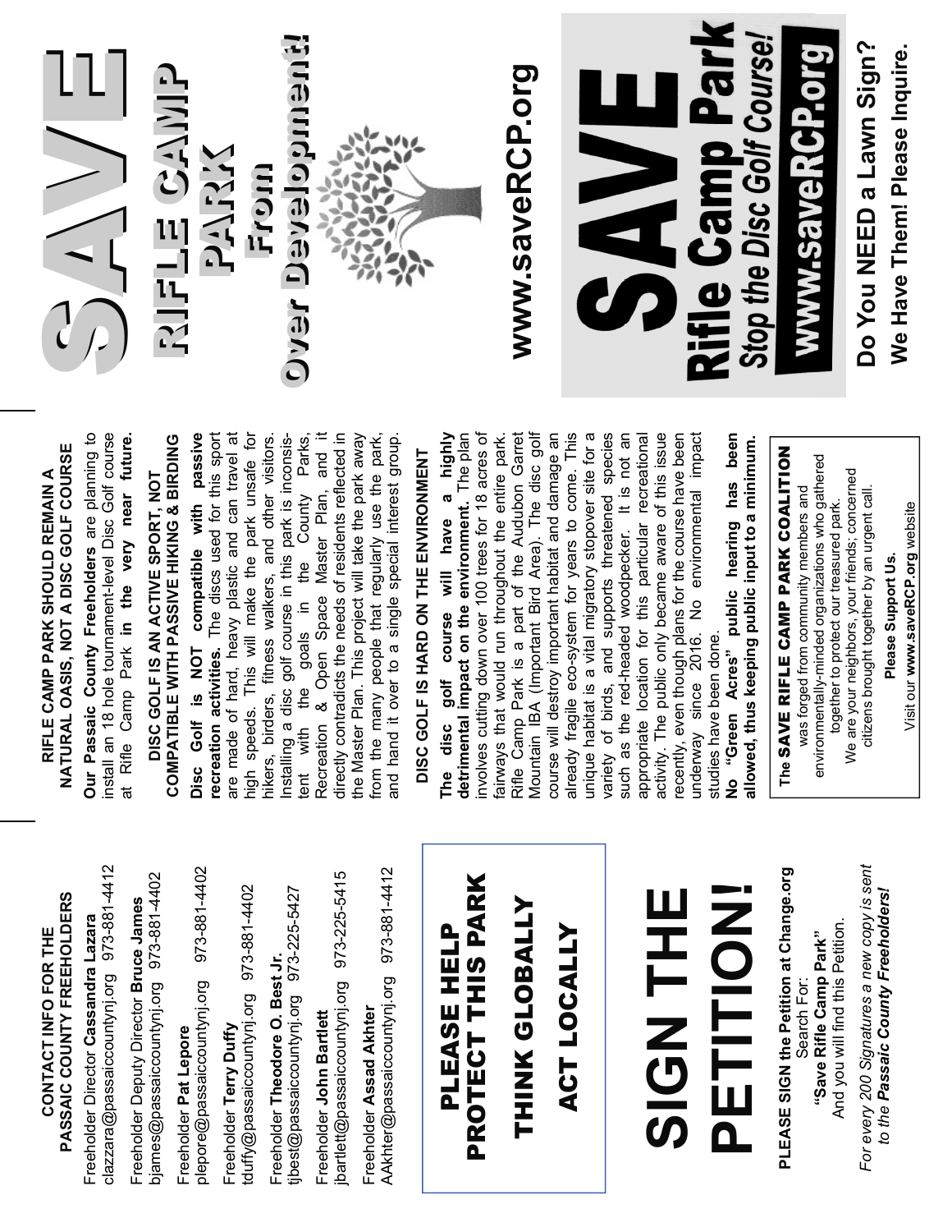# CONTACT INFO FOR THE PASSAIC COUNTY FREEHOLDERS

Freeholder Director **Cassandra Lazara**
clazzara@passaiccountynj.org 973-881-4412

Freeholder Deputy Director **Bruce James**
bjames@passaiccountynj.org 973-881-4402

Freeholder **Pat Lepore**
plepore@passaiccountynj.org 973-881-4402

Freeholder **Terry Duffy**
tduffy@passaiccountynj.org 973-881-4402

Freeholder **Theodore O. Best Jr.**
tjbest@passaiccountynj.org 973-225-5427

Freeholder **John Bartlett**
jbartlett@passaiccountynj.org 973-225-5415

Freeholder **Assad Akhter**
AAkhter@passaiccountynj.org 973-881-4412

**PLEASE HELP PROTECT THIS PARK**

**THINK GLOBALLY**

**ACT LOCALLY**

# SIGN THE PETITION!

**PLEASE SIGN the Petition at Change.org**
Search For:
**"Save Rifle Camp Park"**
And you will find this Petition.

*For every 200 Signatures a new copy is sent to the **Passaic County Freeholders!***

## RIFLE CAMP PARK SHOULD REMAIN A NATURAL OASIS, NOT A DISC GOLF COURSE

**Our Passaic County Freeholders** are planning to install an 18 hole tournament-level Disc Golf course at Rifle Camp Park **in the very near future.**

## DISC GOLF IS AN ACTIVE SPORT, NOT COMPATIBLE WITH PASSIVE HIKING & BIRDING

**Disc Golf is NOT compatible with passive recreation activities.** The discs used for this sport are made of hard, heavy plastic and can travel at high speeds. This will make the park unsafe for hikers, birders, fitness walkers, and other visitors. Installing a disc golf course in this park is inconsistent with the goals in the County Parks, Recreation & Open Space Master Plan, and it directly contradicts the needs of residents reflected in the Master Plan. This project will take the park away from the many people that regularly use the park, and hand it over to a single special interest group.

## DISC GOLF IS HARD ON THE ENVIRONMENT

**The disc golf course will have a highly detrimental impact on the environment.** The plan involves cutting down over 100 trees for 18 acres of fairways that would run throughout the entire park. Rifle Camp Park is a part of the Audubon Garret Mountain IBA (Important Bird Area). The disc golf course will destroy important habitat and damage an already fragile eco-system for years to come. This unique habitat is a vital migratory stopover site for a variety of birds, and supports threatened species such as the red-headed woodpecker. It is not an appropriate location for this particular recreational activity. The public only became aware of this issue recently, even though plans for the course have been underway since 2016. No environmental impact studies have been done.

**No "Green Acres" public hearing has been allowed, thus keeping public input to a minimum.**

The **SAVE RIFLE CAMP PARK COALITION** was forged from community members and environmentally-minded organizations who gathered together to protect our treasured park.
We are your neighbors, your friends; concerned citizens brought together by an urgent call.

**Please Support Us.**

Visit our **www.saveRCP.org** website

# SAVE

# RIFLE CAMP PARK From Over Development!

**www.saveRCP.org**

# SAVE Rifle Camp Park

***Stop the Disc Golf Course!***

**www.saveRCP.org**

**Do You NEED a Lawn Sign?**
**We Have Them! Please Inquire.**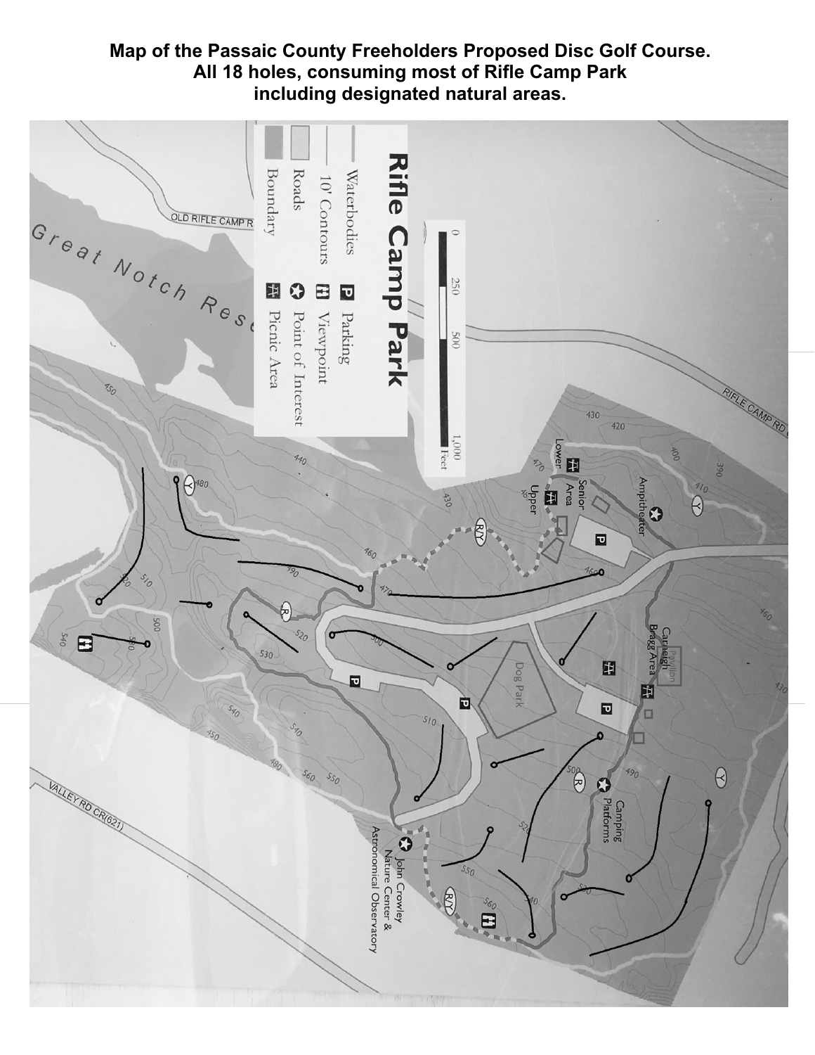**Map of the Passaic County Freeholders Proposed Disc Golf Course.**
**All 18 holes, consuming most of Rifle Camp Park**
**including designated natural areas.**

Rifle Camp Park

Waterbodies
10' Contours
Roads
Boundary

Parking
Viewpoint
Point of Interest
Picnic Area

0 250 500 1,000 Feet

OLD RIFLE CAMP RD

Great Notch Res

RIFLE CAMP RD

VALLEY RD CR(621)

Amphitheater

Senior Area

Lower

Upper

Carneigh Bragg Area

Pavilion

Dog Park

Camping Platforms

John Crowley Nature Center & Astronomical Observatory

430 420 400 390 410 470 460 450 480 440 490 510 520 530 540 500 560 550